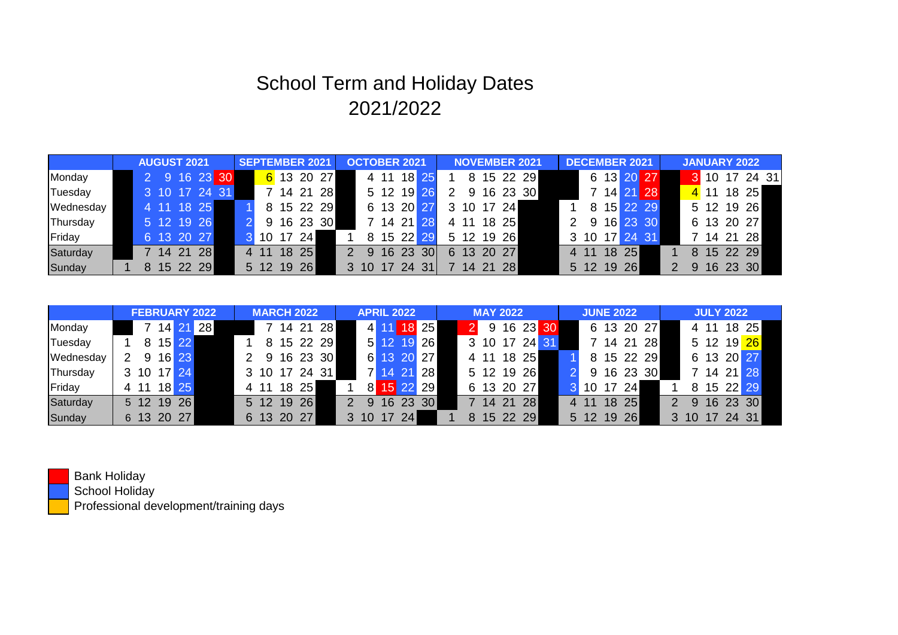# School Term and Holiday Dates
## 2021/2022

| | AUGUST 2021 | | | | | | SEPTEMBER 2021 | | | | | OCTOBER 2021 | | | | | | NOVEMBER 2021 | | | | | DECEMBER 2021 | | | | | JANUARY 2022 | | | | | |
|---|---|---|---|---|---|---|---|---|---|---|---|---|---|---|---|---|---|---|---|---|---|---|---|---|---|---|---|---|---|---|---|---|---|
| Monday | | 2 | 9 | 16 | 23 | 30 | | 6 | 13 | 20 | 27 | | 4 | 11 | 18 | 25 | | 1 | 8 | 15 | 22 | 29 | | 6 | 13 | 20 | 27 | 3 | 10 | 17 | 24 | 31 |
| Tuesday | | 3 | 10 | 17 | 24 | 31 | | 7 | 14 | 21 | 28 | | 5 | 12 | 19 | 26 | | 2 | 9 | 16 | 23 | 30 | | 7 | 14 | 21 | 28 | 4 | 11 | 18 | 25 | |
| Wednesday | | 4 | 11 | 18 | 25 | | 1 | 8 | 15 | 22 | 29 | | 6 | 13 | 20 | 27 | | 3 | 10 | 17 | 24 | | 1 | 8 | 15 | 22 | 29 | | 5 | 12 | 19 | 26 |
| Thursday | | 5 | 12 | 19 | 26 | | 2 | 9 | 16 | 23 | 30 | | 7 | 14 | 21 | 28 | | 4 | 11 | 18 | 25 | | 2 | 9 | 16 | 23 | 30 | | 6 | 13 | 20 | 27 |
| Friday | | 6 | 13 | 20 | 27 | | 3 | 10 | 17 | 24 | | 1 | 8 | 15 | 22 | 29 | | 5 | 12 | 19 | 26 | | 3 | 10 | 17 | 24 | 31 | | 7 | 14 | 21 | 28 |
| Saturday | | 7 | 14 | 21 | 28 | | 4 | 11 | 18 | 25 | | 2 | 9 | 16 | 23 | 30 | | 6 | 13 | 20 | 27 | | 4 | 11 | 18 | 25 | | 1 | 8 | 15 | 22 | 29 |
| Sunday | 1 | 8 | 15 | 22 | 29 | | 5 | 12 | 19 | 26 | | 3 | 10 | 17 | 24 | 31 | | 7 | 14 | 21 | 28 | | 5 | 12 | 19 | 26 | | 2 | 9 | 16 | 23 | 30 |

| | FEBRUARY 2022 | | | | | MARCH 2022 | | | | | APRIL 2022 | | | | | MAY 2022 | | | | | | JUNE 2022 | | | | | JULY 2022 | | | | | |
|---|---|---|---|---|---|---|---|---|---|---|---|---|---|---|---|---|---|---|---|---|---|---|---|---|---|---|---|---|---|---|---|---|
| Monday | | 7 | 14 | 21 | 28 | | 7 | 14 | 21 | 28 | | 4 | 11 | 18 | 25 | 2 | 9 | 16 | 23 | 30 | | | 6 | 13 | 20 | 27 | | 4 | 11 | 18 | 25 | |
| Tuesday | 1 | 8 | 15 | 22 | | 1 | 8 | 15 | 22 | 29 | | 5 | 12 | 19 | 26 | 3 | 10 | 17 | 24 | 31 | | | 7 | 14 | 21 | 28 | | 5 | 12 | 19 | 26 | |
| Wednesday | 2 | 9 | 16 | 23 | | 2 | 9 | 16 | 23 | 30 | | 6 | 13 | 20 | 27 | 4 | 11 | 18 | 25 | | | 1 | 8 | 15 | 22 | 29 | | 6 | 13 | 20 | 27 | |
| Thursday | 3 | 10 | 17 | 24 | | 3 | 10 | 17 | 24 | 31 | | 7 | 14 | 21 | 28 | 5 | 12 | 19 | 26 | | | 2 | 9 | 16 | 23 | 30 | | 7 | 14 | 21 | 28 | |
| Friday | 4 | 11 | 18 | 25 | | 4 | 11 | 18 | 25 | | 1 | 8 | 15 | 22 | 29 | 6 | 13 | 20 | 27 | | | 3 | 10 | 17 | 24 | | 1 | 8 | 15 | 22 | 29 | |
| Saturday | 5 | 12 | 19 | 26 | | 5 | 12 | 19 | 26 | | 2 | 9 | 16 | 23 | 30 | 7 | 14 | 21 | 28 | | | 4 | 11 | 18 | 25 | | 2 | 9 | 16 | 23 | 30 | |
| Sunday | 6 | 13 | 20 | 27 | | 6 | 13 | 20 | 27 | | 3 | 10 | 17 | 24 | | 1 | 8 | 15 | 22 | 29 | | 5 | 12 | 19 | 26 | | 3 | 10 | 17 | 24 | 31 | |

- Bank Holiday
- School Holiday
- Professional development/training days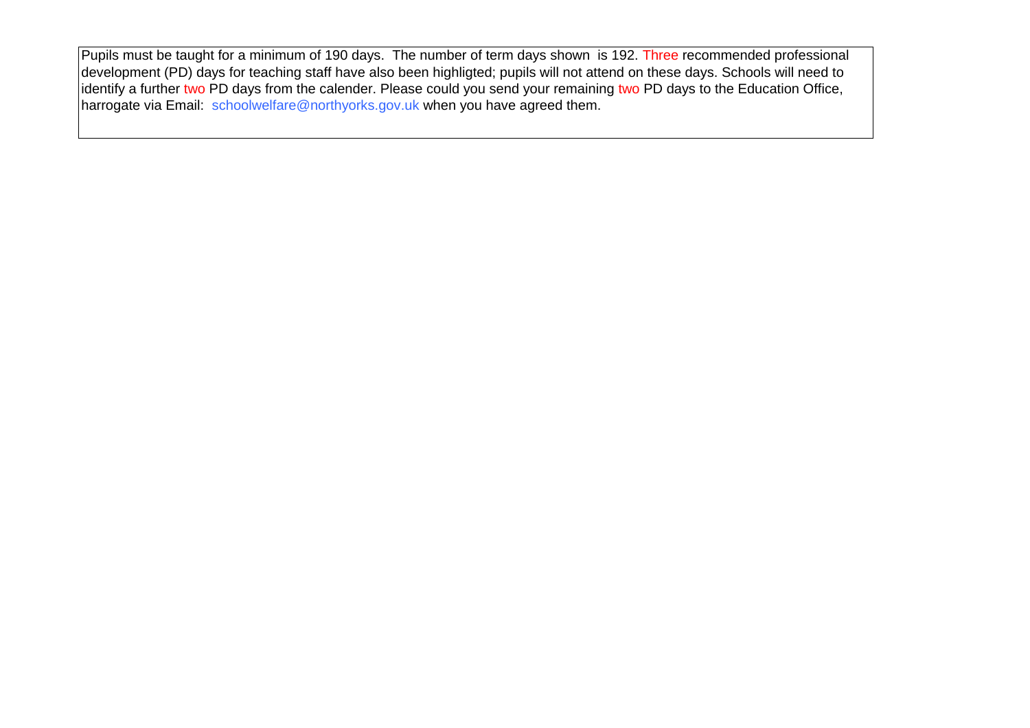Pupils must be taught for a minimum of 190 days. The number of term days shown is 192. Three recommended professional development (PD) days for teaching staff have also been highligted; pupils will not attend on these days. Schools will need to identify a further two PD days from the calender. Please could you send your remaining two PD days to the Education Office, harrogate via Email: schoolwelfare@northyorks.gov.uk when you have agreed them.